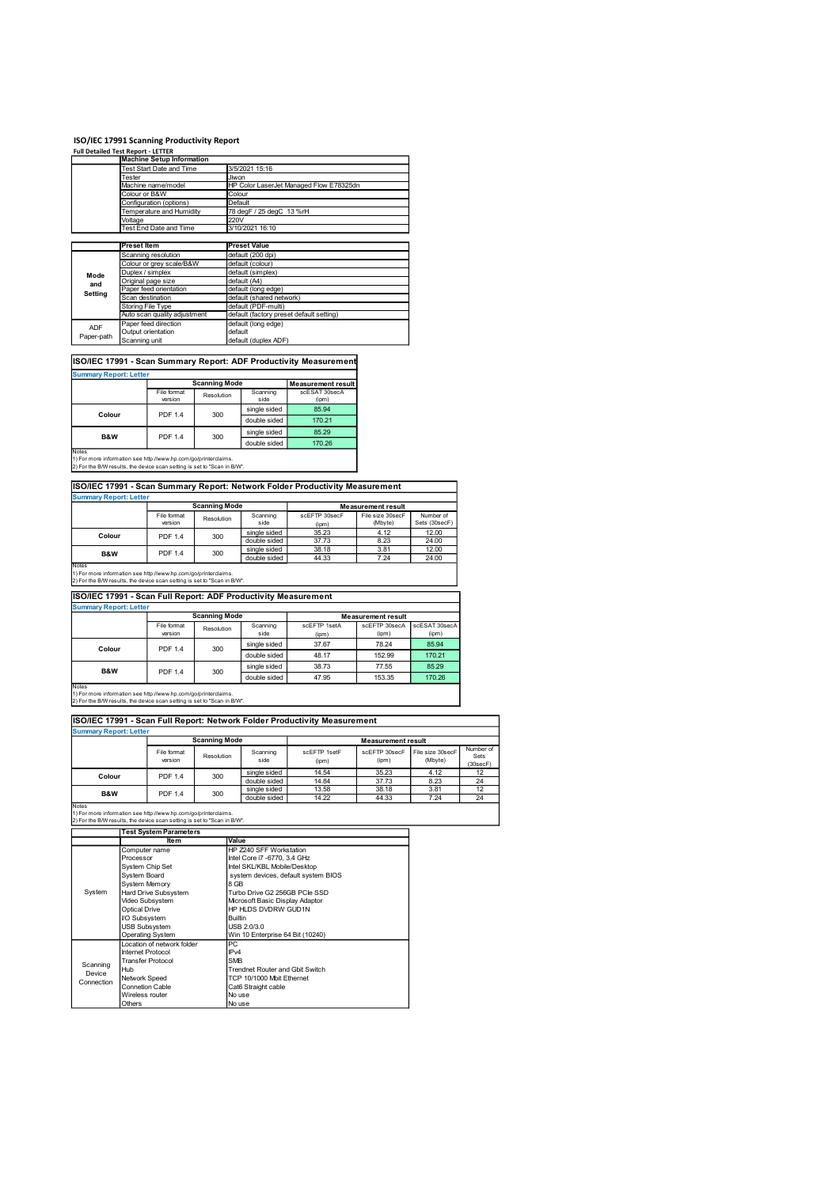# ISO/IEC 17991 Scanning Productivity Report

**Full Detailed Test Report - LETTER**

| | Machine Setup Information | |
|---|---|---|
| | Test Start Date and Time | 3/5/2021 15:16 |
| | Tester | Jiwon |
| | Machine name/model | HP Color LaserJet Managed Flow E78325dn |
| | Colour or B&W | Colour |
| | Configuration (options) | Default |
| | Temperature and Humidity | 78 degF / 25 degC 13 %rH |
| | Voltage | 220V |
| | Test End Date and Time | 3/10/2021 16:10 |

| | Preset Item | Preset Value |
|---|---|---|
| Mode and Setting | Scanning resolution | default (200 dpi) |
| | Colour or grey scale/B&W | default (colour) |
| | Duplex / simplex | default (simplex) |
| | Original page size | default (A4) |
| | Paper feed orientation | default (long edge) |
| | Scan destination | default (shared network) |
| | Storing File Type | default (PDF-multi) |
| | Auto scan quality adjustment | default (factory preset default setting) |
| ADF Paper-path | Paper feed direction | default (long edge) |
| | Output orientation | default |
| | Scanning unit | default (duplex ADF) |

## ISO/IEC 17991 - Scan Summary Report: ADF Productivity Measurement

**Summary Report: Letter**

| | Scanning Mode | | | Measurement result |
|---|---|---|---|---|
| | File format version | Resolution | Scanning side | scESAT 30secA (ipm) |
| Colour | PDF 1.4 | 300 | single sided | 85.94 |
| | | | double sided | 170.21 |
| B&W | PDF 1.4 | 300 | single sided | 85.29 |
| | | | double sided | 170.26 |

Notes
1) For more information see http://www.hp.com/go/printerclaims.
2) For the B/W results, the device scan setting is set to "Scan in B/W".

## ISO/IEC 17991 - Scan Summary Report: Network Folder Productivity Measurement

**Summary Report: Letter**

| | Scanning Mode | | | Measurement result | | |
|---|---|---|---|---|---|---|
| | File format version | Resolution | Scanning side | scEFTP 30secF (ipm) | File size 30secF (Mbyte) | Number of Sets (30secF) |
| Colour | PDF 1.4 | 300 | single sided | 35.23 | 4.12 | 12.00 |
| | | | double sided | 37.73 | 8.23 | 24.00 |
| B&W | PDF 1.4 | 300 | single sided | 38.18 | 3.81 | 12.00 |
| | | | double sided | 44.33 | 7.24 | 24.00 |

Notes
1) For more information see http://www.hp.com/go/printerclaims.
2) For the B/W results, the device scan setting is set to "Scan in B/W".

## ISO/IEC 17991 - Scan Full Report: ADF Productivity Measurement

**Summary Report: Letter**

| | Scanning Mode | | | Measurement result | | |
|---|---|---|---|---|---|---|
| | File format version | Resolution | Scanning side | scEFTP 1setA (ipm) | scEFTP 30secA (ipm) | scESAT 30secA (ipm) |
| Colour | PDF 1.4 | 300 | single sided | 37.67 | 78.24 | 85.94 |
| | | | double sided | 48.17 | 152.99 | 170.21 |
| B&W | PDF 1.4 | 300 | single sided | 38.73 | 77.55 | 85.29 |
| | | | double sided | 47.95 | 153.35 | 170.26 |

Notes
1) For more information see http://www.hp.com/go/printerclaims.
2) For the B/W results, the device scan setting is set to "Scan in B/W".

## ISO/IEC 17991 - Scan Full Report: Network Folder Productivity Measurement

**Summary Report: Letter**

| | Scanning Mode | | | Measurement result | | | |
|---|---|---|---|---|---|---|---|
| | File format version | Resolution | Scanning side | scEFTP 1setF (ipm) | scEFTP 30secF (ipm) | File size 30secF (Mbyte) | Number of Sets (30secF) |
| Colour | PDF 1.4 | 300 | single sided | 14.54 | 35.23 | 4.12 | 12 |
| | | | double sided | 14.84 | 37.73 | 8.23 | 24 |
| B&W | PDF 1.4 | 300 | single sided | 13.58 | 38.18 | 3.81 | 12 |
| | | | double sided | 14.22 | 44.33 | 7.24 | 24 |

Notes
1) For more information see http://www.hp.com/go/printerclaims.
2) For the B/W results, the device scan setting is set to "Scan in B/W".

| | Test System Parameters | |
|---|---|---|
| | Item | Value |
| System | Computer name | HP Z240 SFF Workstation |
| | Processor | Intel Core i7 -6770, 3.4 GHz |
| | System Chip Set | Intel SKL/KBL Mobile/Desktop |
| | System Board | system devices, default system BIOS |
| | System Memory | 8 GB |
| | Hard Drive Subsystem | Turbo Drive G2 256GB PCIe SSD |
| | Video Subsystem | Microsoft Basic Display Adaptor |
| | Optical Drive | HP HLDS DVDRW GUD1N |
| | I/O Subsystem | Builtin |
| | USB Subsystem | USB 2.0/3.0 |
| | Operating System | Win 10 Enterprise 64 Bit (10240) |
| Scanning Device Connection | Location of network folder | PC |
| | Internet Protocol | IPv4 |
| | Transfer Protocol | SMB |
| | Hub | Trendnet Router and Gbit Switch |
| | Network Speed | TCP 10/1000 Mbit Ethernet |
| | Connetion Cable | Cat6 Straight cable |
| | Wireless router | No use |
| | Others | No use |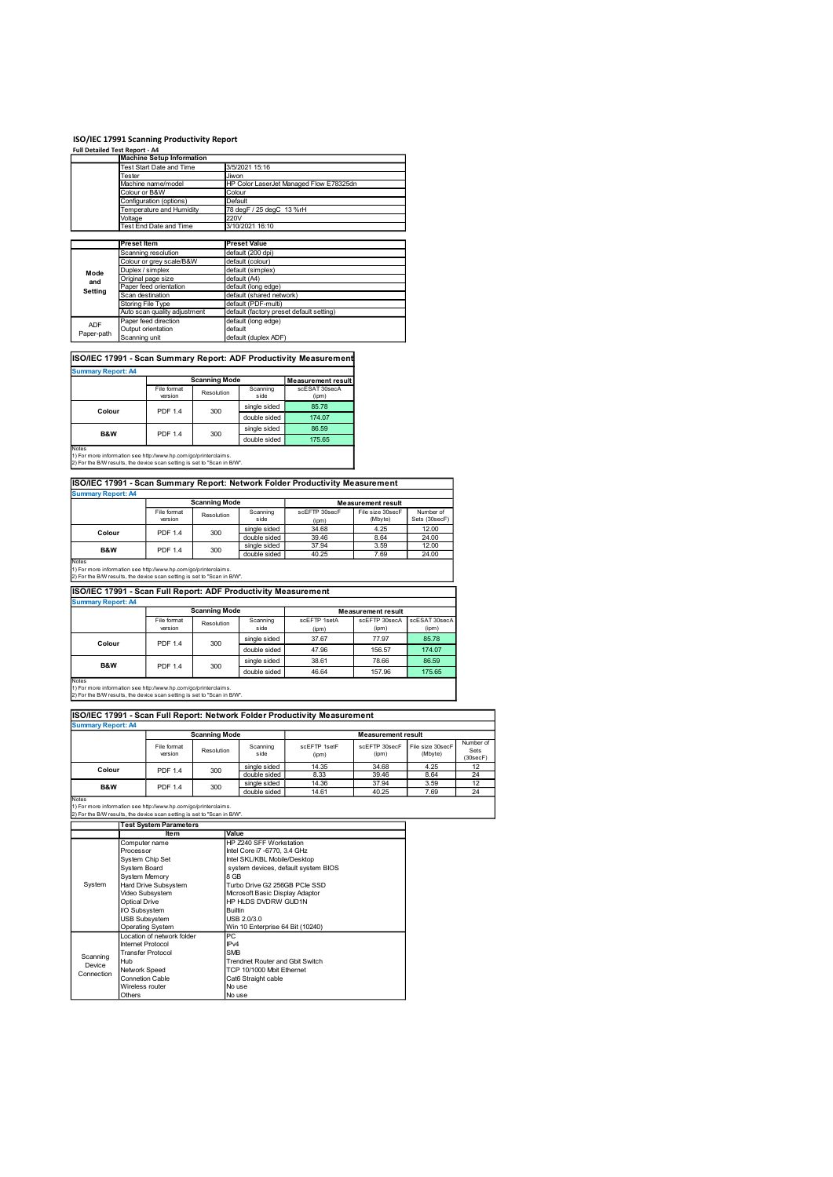# ISO/IEC 17991 Scanning Productivity Report

**Full Detailed Test Report - A4**

| | Machine Setup Information | |
|---|---|---|
| | Test Start Date and Time | 3/5/2021 15:16 |
| | Tester | Jiwon |
| | Machine name/model | HP Color LaserJet Managed Flow E78325dn |
| | Colour or B&W | Colour |
| | Configuration (options) | Default |
| | Temperature and Humidity | 78 degF / 25 degC 13 %rH |
| | Voltage | 220V |
| | Test End Date and Time | 3/10/2021 16:10 |

| | Preset Item | Preset Value |
|---|---|---|
| Mode and Setting | Scanning resolution | default (200 dpi) |
| | Colour or grey scale/B&W | default (colour) |
| | Duplex / simplex | default (simplex) |
| | Original page size | default (A4) |
| | Paper feed orientation | default (long edge) |
| | Scan destination | default (shared network) |
| | Storing File Type | default (PDF-multi) |
| | Auto scan quality adjustment | default (factory preset default setting) |
| ADF Paper-path | Paper feed direction | default (long edge) |
| | Output orientation | default |
| | Scanning unit | default (duplex ADF) |

## ISO/IEC 17991 - Scan Summary Report: ADF Productivity Measurement

**Summary Report: A4**

| | Scanning Mode | | | Measurement result |
|---|---|---|---|---|
| | File format version | Resolution | Scanning side | scESAT 30secA (ipm) |
| Colour | PDF 1.4 | 300 | single sided | 85.78 |
| | | | double sided | 174.07 |
| B&W | PDF 1.4 | 300 | single sided | 86.59 |
| | | | double sided | 175.65 |

Notes
1) For more information see http://www.hp.com/go/printerclaims.
2) For the B/W results, the device scan setting is set to "Scan in B/W".

## ISO/IEC 17991 - Scan Summary Report: Network Folder Productivity Measurement

**Summary Report: A4**

| | Scanning Mode | | | Measurement result | | |
|---|---|---|---|---|---|---|
| | File format version | Resolution | Scanning side | scEFTP 30secF (ipm) | File size 30secF (Mbyte) | Number of Sets (30secF) |
| Colour | PDF 1.4 | 300 | single sided | 34.68 | 4.25 | 12.00 |
| | | | double sided | 39.46 | 8.64 | 24.00 |
| B&W | PDF 1.4 | 300 | single sided | 37.94 | 3.59 | 12.00 |
| | | | double sided | 40.25 | 7.69 | 24.00 |

Notes
1) For more information see http://www.hp.com/go/printerclaims.
2) For the B/W results, the device scan setting is set to "Scan in B/W".

## ISO/IEC 17991 - Scan Full Report: ADF Productivity Measurement

**Summary Report: A4**

| | Scanning Mode | | | Measurement result | | |
|---|---|---|---|---|---|---|
| | File format version | Resolution | Scanning side | scEFTP 1setA (ipm) | scEFTP 30secA (ipm) | scESAT 30secA (ipm) |
| Colour | PDF 1.4 | 300 | single sided | 37.67 | 77.97 | 85.78 |
| | | | double sided | 47.96 | 156.57 | 174.07 |
| B&W | PDF 1.4 | 300 | single sided | 38.61 | 78.66 | 86.59 |
| | | | double sided | 46.64 | 157.96 | 175.65 |

Notes
1) For more information see http://www.hp.com/go/printerclaims.
2) For the B/W results, the device scan setting is set to "Scan in B/W".

## ISO/IEC 17991 - Scan Full Report: Network Folder Productivity Measurement

**Summary Report: A4**

| | Scanning Mode | | | Measurement result | | | |
|---|---|---|---|---|---|---|---|
| | File format version | Resolution | Scanning side | scEFTP 1setF (ipm) | scEFTP 30secF (ipm) | File size 30secF (Mbyte) | Number of Sets (30secF) |
| Colour | PDF 1.4 | 300 | single sided | 14.35 | 34.68 | 4.25 | 12 |
| | | | double sided | 8.33 | 39.46 | 8.64 | 24 |
| B&W | PDF 1.4 | 300 | single sided | 14.36 | 37.94 | 3.59 | 12 |
| | | | double sided | 14.61 | 40.25 | 7.69 | 24 |

Notes
1) For more information see http://www.hp.com/go/printerclaims.
2) For the B/W results, the device scan setting is set to "Scan in B/W".

| | Test System Parameters | |
|---|---|---|
| | Item | Value |
| System | Computer name | HP Z240 SFF Workstation |
| | Processor | Intel Core i7 -6770, 3.4 GHz |
| | System Chip Set | Intel SKL/KBL Mobile/Desktop |
| | System Board | system devices, default system BIOS |
| | System Memory | 8 GB |
| | Hard Drive Subsystem | Turbo Drive G2 256GB PCIe SSD |
| | Video Subsystem | Microsoft Basic Display Adaptor |
| | Optical Drive | HP HLDS DVDRW GUD1N |
| | I/O Subsystem | Builtin |
| | USB Subsystem | USB 2.0/3.0 |
| | Operating System | Win 10 Enterprise 64 Bit (10240) |
| Scanning Device Connection | Location of network folder | PC |
| | Internet Protocol | IPv4 |
| | Transfer Protocol | SMB |
| | Hub | Trendnet Router and Gbit Switch |
| | Network Speed | TCP 10/1000 Mbit Ethernet |
| | Connetion Cable | Cat6 Straight cable |
| | Wireless router | No use |
| | Others | No use |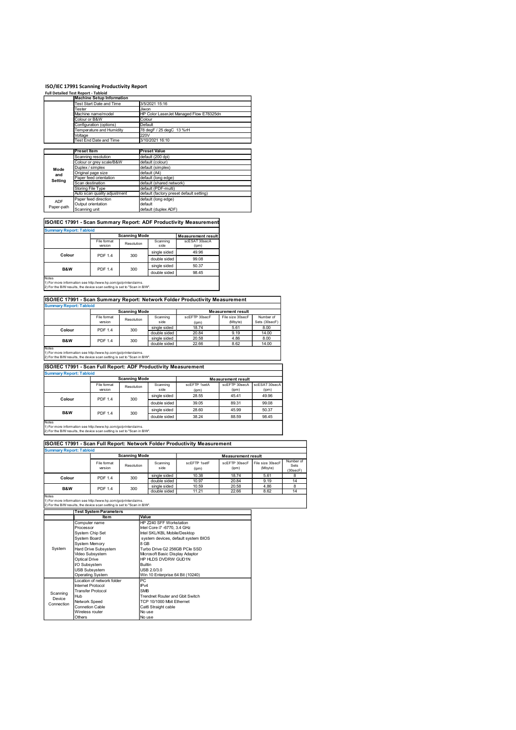# ISO/IEC 17991 Scanning Productivity Report

**Full Detailed Test Report - Tabloid**

| | Machine Setup Information | |
|---|---|---|
| | Test Start Date and Time | 3/5/2021 15:16 |
| | Tester | Jiwon |
| | Machine name/model | HP Color LaserJet Managed Flow E78325dn |
| | Colour or B&W | Colour |
| | Configuration (options) | Default |
| | Temperature and Humidity | 78 degF / 25 degC 13 %rH |
| | Voltage | 220V |
| | Test End Date and Time | 3/10/2021 16:10 |

| | Preset Item | Preset Value |
|---|---|---|
| Mode and Setting | Scanning resolution | default (200 dpi) |
| | Colour or grey scale/B&W | default (colour) |
| | Duplex / simplex | default (simplex) |
| | Original page size | default (A4) |
| | Paper feed orientation | default (long edge) |
| | Scan destination | default (shared network) |
| | Storing File Type | default (PDF-multi) |
| | Auto scan quality adjustment | default (factory preset default setting) |
| ADF Paper-path | Paper feed direction | default (long edge) |
| | Output orientation | default |
| | Scanning unit | default (duplex ADF) |

## ISO/IEC 17991 - Scan Summary Report: ADF Productivity Measurement

**Summary Report: Tabloid**

| | Scanning Mode | | | Measurement result |
|---|---|---|---|---|
| | File format version | Resolution | Scanning side | scESAT 30secA (ipm) |
| Colour | PDF 1.4 | 300 | single sided | 49.96 |
| | | | double sided | 99.08 |
| B&W | PDF 1.4 | 300 | single sided | 50.37 |
| | | | double sided | 98.45 |

Notes
1) For more information see http://www.hp.com/go/printerclaims.
2) For the B/W results, the device scan setting is set to "Scan in B/W".

## ISO/IEC 17991 - Scan Summary Report: Network Folder Productivity Measurement

**Summary Report: Tabloid**

| | Scanning Mode | | | Measurement result | | |
|---|---|---|---|---|---|---|
| | File format version | Resolution | Scanning side | scEFTP 30secF (ipm) | File size 30secF (Mbyte) | Number of Sets (30secF) |
| Colour | PDF 1.4 | 300 | single sided | 18.74 | 5.61 | 8.00 |
| | | | double sided | 20.84 | 9.19 | 14.00 |
| B&W | PDF 1.4 | 300 | single sided | 20.58 | 4.86 | 8.00 |
| | | | double sided | 22.66 | 8.62 | 14.00 |

Notes
1) For more information see http://www.hp.com/go/printerclaims.
2) For the B/W results, the device scan setting is set to "Scan in B/W".

## ISO/IEC 17991 - Scan Full Report: ADF Productivity Measurement

**Summary Report: Tabloid**

| | Scanning Mode | | | Measurement result | | |
|---|---|---|---|---|---|---|
| | File format version | Resolution | Scanning side | scEFTP 1setA (ipm) | scEFTP 30secA (ipm) | scESAT 30secA (ipm) |
| Colour | PDF 1.4 | 300 | single sided | 28.55 | 45.41 | 49.96 |
| | | | double sided | 39.05 | 89.31 | 99.08 |
| B&W | PDF 1.4 | 300 | single sided | 28.60 | 45.99 | 50.37 |
| | | | double sided | 38.24 | 88.59 | 98.45 |

Notes
1) For more information see http://www.hp.com/go/printerclaims.
2) For the B/W results, the device scan setting is set to "Scan in B/W".

## ISO/IEC 17991 - Scan Full Report: Network Folder Productivity Measurement

**Summary Report: Tabloid**

| | Scanning Mode | | | Measurement result | | | |
|---|---|---|---|---|---|---|---|
| | File format version | Resolution | Scanning side | scEFTP 1setF (ipm) | scEFTP 30secF (ipm) | File size 30secF (Mbyte) | Number of Sets (30secF) |
| Colour | PDF 1.4 | 300 | single sided | 10.38 | 18.74 | 5.61 | 8 |
| | | | double sided | 10.97 | 20.84 | 9.19 | 14 |
| B&W | PDF 1.4 | 300 | single sided | 10.59 | 20.58 | 4.86 | 8 |
| | | | double sided | 11.21 | 22.66 | 8.62 | 14 |

Notes
1) For more information see http://www.hp.com/go/printerclaims.
2) For the B/W results, the device scan setting is set to "Scan in B/W".

| | Test System Parameters | |
|---|---|---|
| | Item | Value |
| System | Computer name | HP Z240 SFF Workstation |
| | Processor | Intel Core i7 -6770, 3.4 GHz |
| | System Chip Set | Intel SKL/KBL Mobile/Desktop |
| | System Board | system devices, default system BIOS |
| | System Memory | 8 GB |
| | Hard Drive Subsystem | Turbo Drive G2 256GB PCIe SSD |
| | Video Subsystem | Microsoft Basic Display Adaptor |
| | Optical Drive | HP HLDS DVDRW GUD1N |
| | I/O Subsystem | Builtin |
| | USB Subsystem | USB 2.0/3.0 |
| | Operating System | Win 10 Enterprise 64 Bit (10240) |
| Scanning Device Connection | Location of network folder | PC |
| | Internet Protocol | IPv4 |
| | Transfer Protocol | SMB |
| | Hub | Trendnet Router and Gbit Switch |
| | Network Speed | TCP 10/1000 Mbit Ethernet |
| | Connetion Cable | Cat6 Straight cable |
| | Wireless router | No use |
| | Others | No use |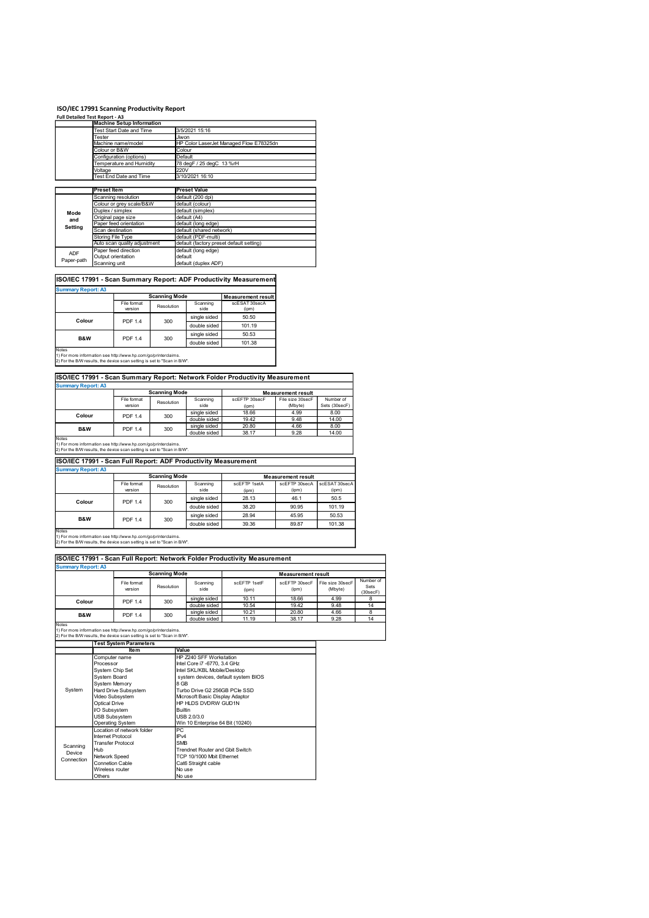# ISO/IEC 17991 Scanning Productivity Report

**Full Detailed Test Report - A3**

| | Machine Setup Information | |
|---|---|---|
| | Test Start Date and Time | 3/5/2021 15:16 |
| | Tester | Jiwon |
| | Machine name/model | HP Color LaserJet Managed Flow E78325dn |
| | Colour or B&W | Colour |
| | Configuration (options) | Default |
| | Temperature and Humidity | 78 degF / 25 degC 13 %rH |
| | Voltage | 220V |
| | Test End Date and Time | 3/10/2021 16:10 |

| | Preset Item | Preset Value |
|---|---|---|
| Mode and Setting | Scanning resolution | default (200 dpi) |
| | Colour or grey scale/B&W | default (colour) |
| | Duplex / simplex | default (simplex) |
| | Original page size | default (A4) |
| | Paper feed orientation | default (long edge) |
| | Scan destination | default (shared network) |
| | Storing File Type | default (PDF-multi) |
| | Auto scan quality adjustment | default (factory preset default setting) |
| ADF Paper-path | Paper feed direction | default (long edge) |
| | Output orientation | default |
| | Scanning unit | default (duplex ADF) |

## ISO/IEC 17991 - Scan Summary Report: ADF Productivity Measurement

**Summary Report: A3**

| | Scanning Mode | | | Measurement result |
|---|---|---|---|---|
| | File format version | Resolution | Scanning side | scESAT 30secA (ipm) |
| Colour | PDF 1.4 | 300 | single sided | 50.50 |
| | | | double sided | 101.19 |
| B&W | PDF 1.4 | 300 | single sided | 50.53 |
| | | | double sided | 101.38 |

Notes
1) For more information see http://www.hp.com/go/printerclaims.
2) For the B/W results, the device scan setting is set to "Scan in B/W".

## ISO/IEC 17991 - Scan Summary Report: Network Folder Productivity Measurement

**Summary Report: A3**

| | Scanning Mode | | | Measurement result | | |
|---|---|---|---|---|---|---|
| | File format version | Resolution | Scanning side | scEFTP 30secF (ipm) | File size 30secF (Mbyte) | Number of Sets (30secF) |
| Colour | PDF 1.4 | 300 | single sided | 18.66 | 4.99 | 8.00 |
| | | | double sided | 19.42 | 9.48 | 14.00 |
| B&W | PDF 1.4 | 300 | single sided | 20.80 | 4.66 | 8.00 |
| | | | double sided | 38.17 | 9.28 | 14.00 |

Notes
1) For more information see http://www.hp.com/go/printerclaims.
2) For the B/W results, the device scan setting is set to "Scan in B/W".

## ISO/IEC 17991 - Scan Full Report: ADF Productivity Measurement

**Summary Report: A3**

| | Scanning Mode | | | Measurement result | | |
|---|---|---|---|---|---|---|
| | File format version | Resolution | Scanning side | scEFTP 1setA (ipm) | scEFTP 30secA (ipm) | scESAT 30secA (ipm) |
| Colour | PDF 1.4 | 300 | single sided | 28.13 | 46.1 | 50.5 |
| | | | double sided | 38.20 | 90.95 | 101.19 |
| B&W | PDF 1.4 | 300 | single sided | 28.94 | 45.95 | 50.53 |
| | | | double sided | 39.36 | 89.87 | 101.38 |

Notes
1) For more information see http://www.hp.com/go/printerclaims.
2) For the B/W results, the device scan setting is set to "Scan in B/W".

## ISO/IEC 17991 - Scan Full Report: Network Folder Productivity Measurement

**Summary Report: A3**

| | Scanning Mode | | | Measurement result | | | |
|---|---|---|---|---|---|---|---|
| | File format version | Resolution | Scanning side | scEFTP 1setF (ipm) | scEFTP 30secF (ipm) | File size 30secF (Mbyte) | Number of Sets (30secF) |
| Colour | PDF 1.4 | 300 | single sided | 10.11 | 18.66 | 4.99 | 8 |
| | | | double sided | 10.54 | 19.42 | 9.48 | 14 |
| B&W | PDF 1.4 | 300 | single sided | 10.21 | 20.80 | 4.66 | 8 |
| | | | double sided | 11.19 | 38.17 | 9.28 | 14 |

Notes
1) For more information see http://www.hp.com/go/printerclaims.
2) For the B/W results, the device scan setting is set to "Scan in B/W".

| | Test System Parameters | |
|---|---|---|
| | Item | Value |
| System | Computer name | HP Z240 SFF Workstation |
| | Processor | Intel Core i7 -6770, 3.4 GHz |
| | System Chip Set | Intel SKL/KBL Mobile/Desktop |
| | System Board | system devices, default system BIOS |
| | System Memory | 8 GB |
| | Hard Drive Subsystem | Turbo Drive G2 256GB PCIe SSD |
| | Video Subsystem | Microsoft Basic Display Adaptor |
| | Optical Drive | HP HLDS DVDRW GUD1N |
| | I/O Subsystem | Builtin |
| | USB Subsystem | USB 2.0/3.0 |
| | Operating System | Win 10 Enterprise 64 Bit (10240) |
| Scanning Device Connection | Location of network folder | PC |
| | Internet Protocol | IPv4 |
| | Transfer Protocol | SMB |
| | Hub | Trendnet Router and Gbit Switch |
| | Network Speed | TCP 10/1000 Mbit Ethernet |
| | Connetion Cable | Cat6 Straight cable |
| | Wireless router | No use |
| | Others | No use |